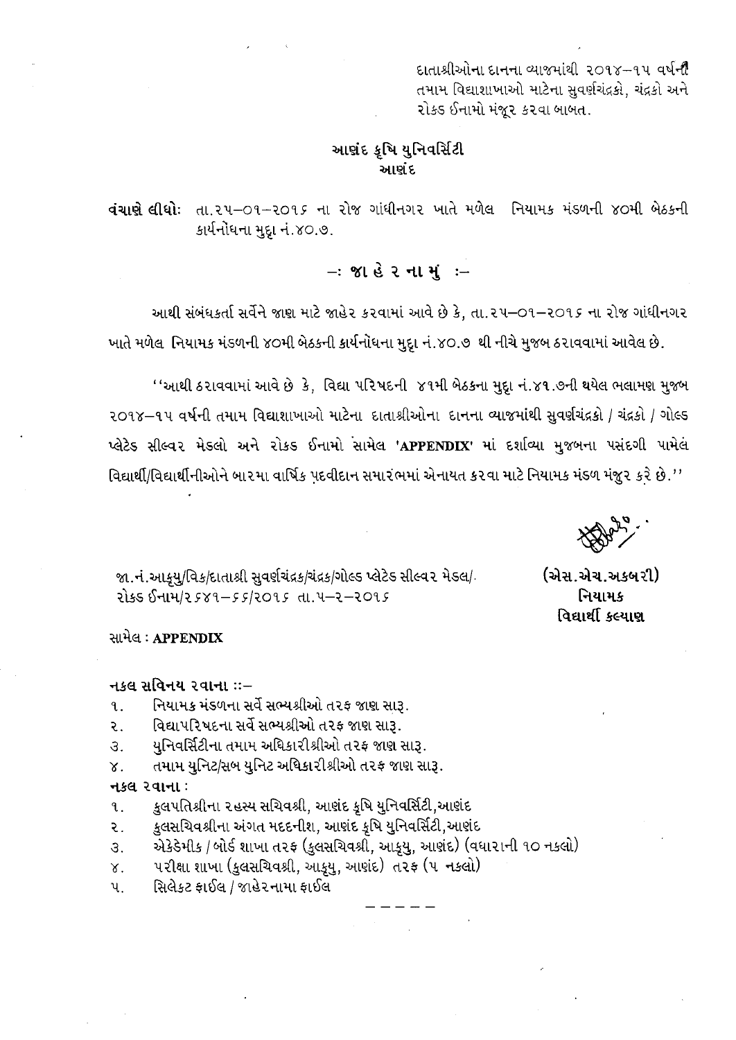દાતાશ્રીઓના દાનના વ્યાજમાંથી ૨૦૧૪–૧૫ વર્ષની તમામ વિદ્યાશાખાઓ માટેના સુવર્ણચંદ્રકો, ચંદ્રકો અને રોકડ ઈનામો મંજૂર કરવા બાબત.

## આણંદ કૃષિ યુનિવર્સિટી
## આણંદ

**વંચાણે લીધોઃ** તા.૨૫–૦૧–૨૦૧૬ ના રોજ ગાંધીનગર ખાતે મળેલ નિયામક મંડળની ૪૦મી બેઠકની કાર્યનોંધના મુદ્દા નં.૪૦.૭.

## –: જા હે ર ના મું :–

આથી સંબંધકર્તા સર્વેને જાણ માટે જાહેર કરવામાં આવે છે કે, તા.૨૫–૦૧–૨૦૧૬ ના રોજ ગાંધીનગર ખાતે મળેલ નિયામક મંડળની ૪૦મી બેઠકની કાર્યનોંધના મુદ્દા નં.૪૦.૭ થી નીચે મુજબ ઠરાવવામાં આવેલ છે.

''આથી ઠરાવવામાં આવે છે કે, વિદ્યા પરિષદની ૪૧મી બેઠકના મુદ્દા નં.૪૧.૭ની થયેલ ભલામણ મુજબ ૨૦૧૪–૧૫ વર્ષની તમામ વિદ્યાશાખાઓ માટેના દાતાશ્રીઓના દાનના વ્યાજમાંથી સુવર્ણચંદ્રકો / ચંદ્રકો / ગોલ્ડ પ્લેટેડ સીલ્વર મેડલો અને રોકડ ઈનામો સામેલ **'APPENDIX'** માં દર્શાવ્યા મુજબના પસંદગી પામેલ વિદ્યાર્થી/વિદ્યાર્થીનીઓને બારમા વાર્ષિક પદવીદાન સમારંભમાં એનાયત કરવા માટે નિયામક મંડળ મંજુર કરે છે.''

જા.નં.આકૃયુ/વિક/દાતાશ્રી સુવર્ણચંદ્રક/ચંદ્રક/ગોલ્ડ પ્લેટેડ સીલ્વર મેડલ/રોકડ ઈનામ/૨૬૪૧–૬૬/૨૦૧૬ તા.૫–૨–૨૦૧૬

**(એસ.એચ.અકબરી)**
**નિયામક**
**વિદ્યાર્થી કલ્યાણ**

સામેલ : **APPENDIX**

**નકલ સવિનય રવાના ::–**

૧. નિયામક મંડળના સર્વે સભ્યશ્રીઓ તરફ જાણ સારૂ.
૨. વિદ્યાપરિષદના સર્વે સભ્યશ્રીઓ તરફ જાણ સારૂ.
૩. યુનિવર્સિટીના તમામ અધિકારીશ્રીઓ તરફ જાણ સારૂ.
૪. તમામ યુનિટ/સબ યુનિટ અધિકારીશ્રીઓ તરફ જાણ સારૂ.

**નકલ રવાના :**

૧. કુલપતિશ્રીના રહસ્ય સચિવશ્રી, આણંદ કૃષિ યુનિવર્સિટી,આણંદ
૨. કુલસચિવશ્રીના અંગત મદદનીશ, આણંદ કૃષિ યુનિવર્સિટી,આણંદ
૩. એકેડેમીક / બોર્ડ શાખા તરફ (કુલસચિવશ્રી, આકૃયુ, આણંદ) (વધારાની ૧૦ નકલો)
૪. પરીક્ષા શાખા (કુલસચિવશ્રી, આકૃયુ, આણંદ) તરફ (૫ નકલો)
૫. સિલેકટ ફાઈલ / જાહેરનામા ફાઈલ

– – – – –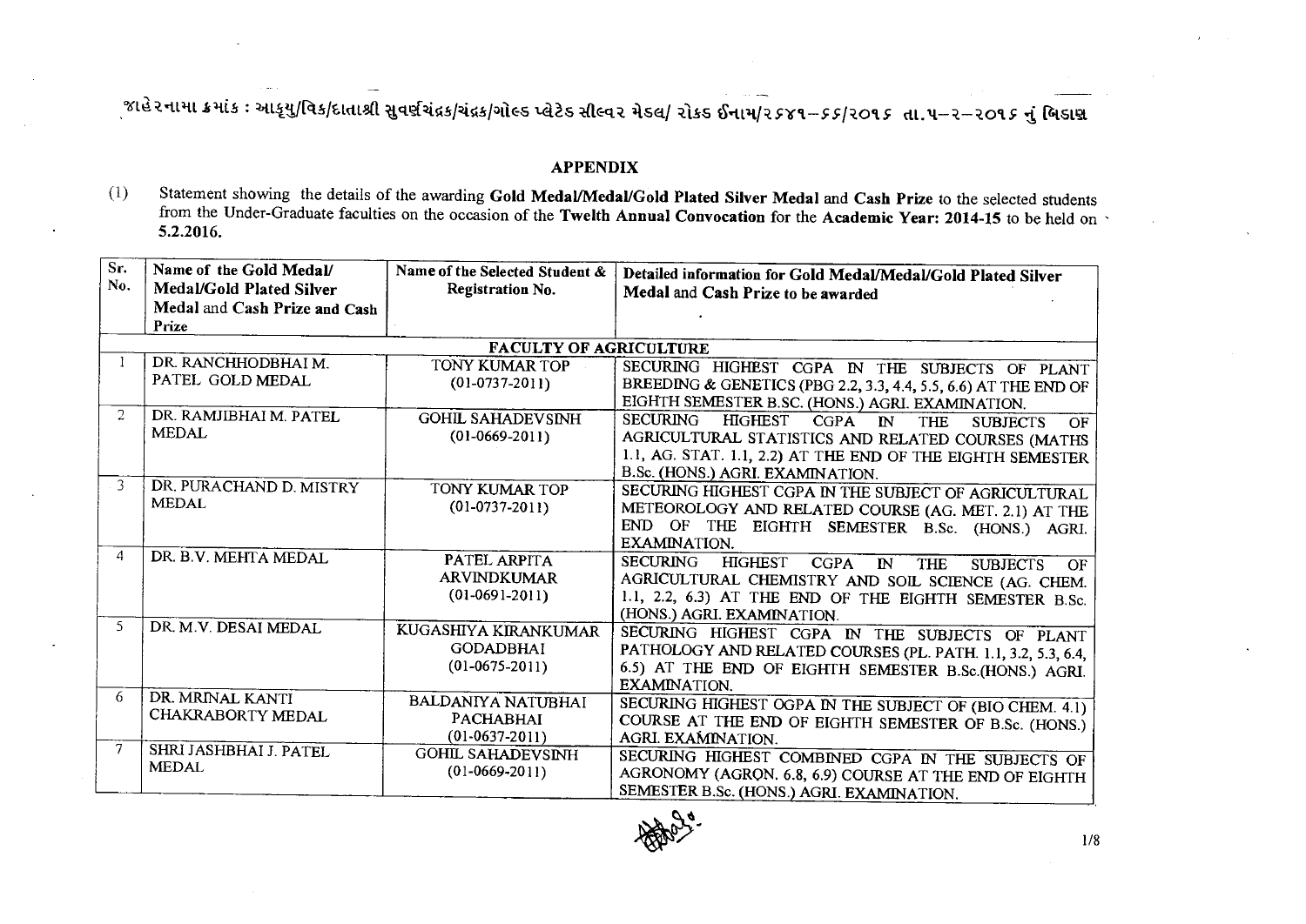જાહેરનામા ક્રમાંક : આકૃયુ/વિક/દાતાશ્રી સુવર્ણચંદ્રક/ચંદ્રક/ગોલ્ડ પ્લેટેડ સીલ્વર મેડલ/ રોકડ ઈનામ/૨૬૪૧–૬૬/૨૦૧૬ તા.૫–૨–૨૦૧૬ નું બિડાણ

## APPENDIX

(1) Statement showing the details of the awarding **Gold Medal/Medal/Gold Plated Silver Medal** and **Cash Prize** to the selected students from the Under-Graduate faculties on the occasion of the **Twelth Annual Convocation** for the **Academic Year: 2014-15** to be held on **5.2.2016.**

| Sr. No. | Name of the Gold Medal/ Medal/Gold Plated Silver Medal and Cash Prize and Cash Prize | Name of the Selected Student & Registration No. | Detailed information for Gold Medal/Medal/Gold Plated Silver Medal and Cash Prize to be awarded |
|---|---|---|---|
| | | **FACULTY OF AGRICULTURE** | |
| 1 | DR. RANCHHODBHAI M. PATEL GOLD MEDAL | TONY KUMAR TOP (01-0737-2011) | SECURING HIGHEST CGPA IN THE SUBJECTS OF PLANT BREEDING & GENETICS (PBG 2.2, 3.3, 4.4, 5.5, 6.6) AT THE END OF EIGHTH SEMESTER B.SC. (HONS.) AGRI. EXAMINATION. |
| 2 | DR. RAMJIBHAI M. PATEL MEDAL | GOHIL SAHADEVSINH (01-0669-2011) | SECURING HIGHEST CGPA IN THE SUBJECTS OF AGRICULTURAL STATISTICS AND RELATED COURSES (MATHS 1.1, AG. STAT. 1.1, 2.2) AT THE END OF THE EIGHTH SEMESTER B.Sc. (HONS.) AGRI. EXAMINATION. |
| 3 | DR. PURACHAND D. MISTRY MEDAL | TONY KUMAR TOP (01-0737-2011) | SECURING HIGHEST CGPA IN THE SUBJECT OF AGRICULTURAL METEOROLOGY AND RELATED COURSE (AG. MET. 2.1) AT THE END OF THE EIGHTH SEMESTER B.Sc. (HONS.) AGRI. EXAMINATION. |
| 4 | DR. B.V. MEHTA MEDAL | PATEL ARPITA ARVINDKUMAR (01-0691-2011) | SECURING HIGHEST CGPA IN THE SUBJECTS OF AGRICULTURAL CHEMISTRY AND SOIL SCIENCE (AG. CHEM. 1.1, 2.2, 6.3) AT THE END OF THE EIGHTH SEMESTER B.Sc. (HONS.) AGRI. EXAMINATION. |
| 5 | DR. M.V. DESAI MEDAL | KUGASHIYA KIRANKUMAR GODADBHAI (01-0675-2011) | SECURING HIGHEST CGPA IN THE SUBJECTS OF PLANT PATHOLOGY AND RELATED COURSES (PL. PATH. 1.1, 3.2, 5.3, 6.4, 6.5) AT THE END OF EIGHTH SEMESTER B.Sc.(HONS.) AGRI. EXAMINATION. |
| 6 | DR. MRINAL KANTI CHAKRABORTY MEDAL | BALDANIYA NATUBHAI PACHABHAI (01-0637-2011) | SECURING HIGHEST OGPA IN THE SUBJECT OF (BIO CHEM. 4.1) COURSE AT THE END OF EIGHTH SEMESTER OF B.Sc. (HONS.) AGRI. EXAMINATION. |
| 7 | SHRI JASHBHAI J. PATEL MEDAL | GOHIL SAHADEVSINH (01-0669-2011) | SECURING HIGHEST COMBINED CGPA IN THE SUBJECTS OF AGRONOMY (AGRON. 6.8, 6.9) COURSE AT THE END OF EIGHTH SEMESTER B.Sc. (HONS.) AGRI. EXAMINATION. |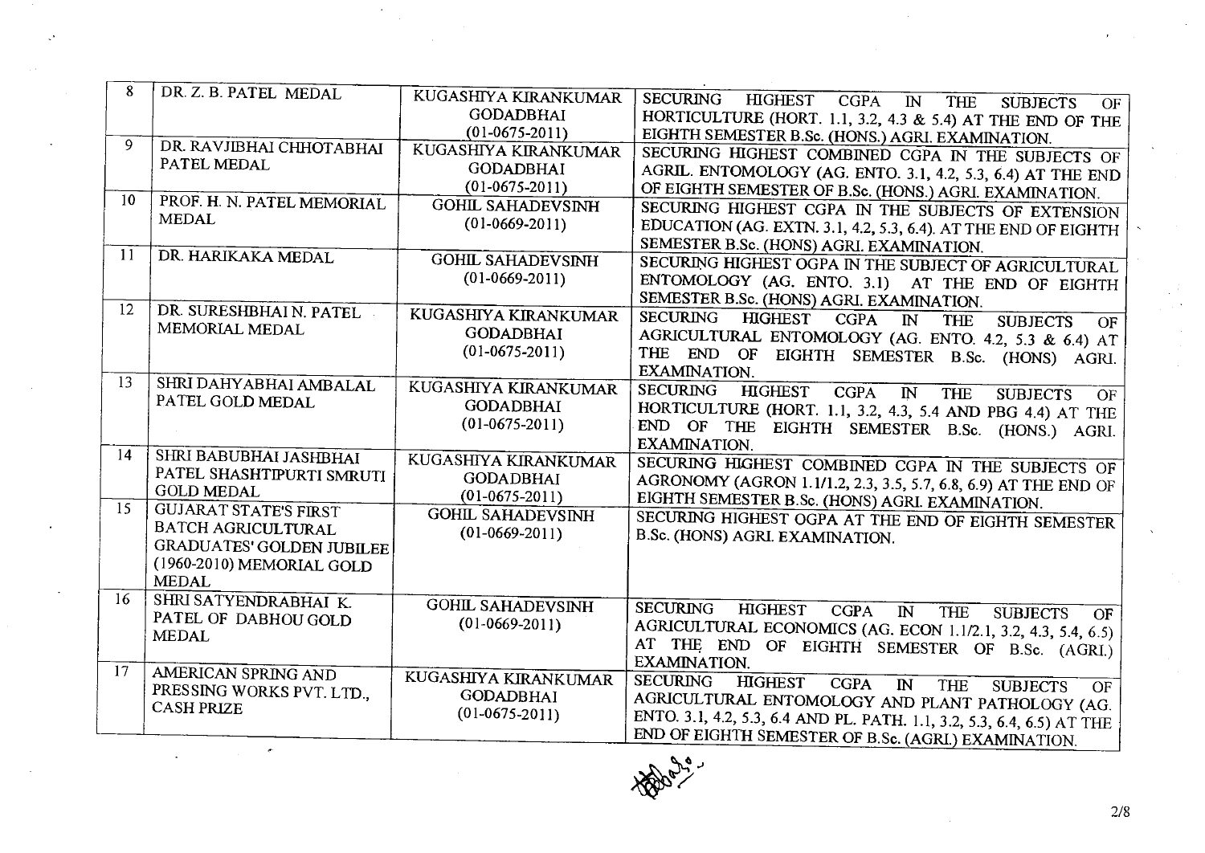| | | | |
|---|---|---|---|
| 8 | DR. Z. B. PATEL MEDAL | KUGASHIYA KIRANKUMAR GODADBHAI (01-0675-2011) | SECURING HIGHEST CGPA IN THE SUBJECTS OF HORTICULTURE (HORT. 1.1, 3.2, 4.3 & 5.4) AT THE END OF THE EIGHTH SEMESTER B.Sc. (HONS.) AGRI. EXAMINATION. |
| 9 | DR. RAVJIBHAI CHHOTABHAI PATEL MEDAL | KUGASHIYA KIRANKUMAR GODADBHAI (01-0675-2011) | SECURING HIGHEST COMBINED CGPA IN THE SUBJECTS OF AGRIL. ENTOMOLOGY (AG. ENTO. 3.1, 4.2, 5.3, 6.4) AT THE END OF EIGHTH SEMESTER OF B.Sc. (HONS.) AGRI. EXAMINATION. |
| 10 | PROF. H. N. PATEL MEMORIAL MEDAL | GOHIL SAHADEVSINH (01-0669-2011) | SECURING HIGHEST CGPA IN THE SUBJECTS OF EXTENSION EDUCATION (AG. EXTN. 3.1, 4.2, 5.3, 6.4). AT THE END OF EIGHTH SEMESTER B.Sc. (HONS) AGRI. EXAMINATION. |
| 11 | DR. HARIKAKA MEDAL | GOHIL SAHADEVSINH (01-0669-2011) | SECURING HIGHEST OGPA IN THE SUBJECT OF AGRICULTURAL ENTOMOLOGY (AG. ENTO. 3.1) AT THE END OF EIGHTH SEMESTER B.Sc. (HONS) AGRI. EXAMINATION. |
| 12 | DR. SURESHBHAI N. PATEL MEMORIAL MEDAL | KUGASHIYA KIRANKUMAR GODADBHAI (01-0675-2011) | SECURING HIGHEST CGPA IN THE SUBJECTS OF AGRICULTURAL ENTOMOLOGY (AG. ENTO. 4.2, 5.3 & 6.4) AT THE END OF EIGHTH SEMESTER B.Sc. (HONS) AGRI. EXAMINATION. |
| 13 | SHRI DAHYABHAI AMBALAL PATEL GOLD MEDAL | KUGASHIYA KIRANKUMAR GODADBHAI (01-0675-2011) | SECURING HIGHEST CGPA IN THE SUBJECTS OF HORTICULTURE (HORT. 1.1, 3.2, 4.3, 5.4 AND PBG 4.4) AT THE END OF THE EIGHTH SEMESTER B.Sc. (HONS.) AGRI. EXAMINATION. |
| 14 | SHRI BABUBHAI JASHBHAI PATEL SHASHTIPURTI SMRUTI GOLD MEDAL | KUGASHIYA KIRANKUMAR GODADBHAI (01-0675-2011) | SECURING HIGHEST COMBINED CGPA IN THE SUBJECTS OF AGRONOMY (AGRON 1.1/1.2, 2.3, 3.5, 5.7, 6.8, 6.9) AT THE END OF EIGHTH SEMESTER B.Sc. (HONS) AGRI. EXAMINATION. |
| 15 | GUJARAT STATE'S FIRST BATCH AGRICULTURAL GRADUATES' GOLDEN JUBILEE (1960-2010) MEMORIAL GOLD MEDAL | GOHIL SAHADEVSINH (01-0669-2011) | SECURING HIGHEST OGPA AT THE END OF EIGHTH SEMESTER B.Sc. (HONS) AGRI. EXAMINATION. |
| 16 | SHRI SATYENDRABHAI K. PATEL OF DABHOU GOLD MEDAL | GOHIL SAHADEVSINH (01-0669-2011) | SECURING HIGHEST CGPA IN THE SUBJECTS OF AGRICULTURAL ECONOMICS (AG. ECON 1.1/2.1, 3.2, 4.3, 5.4, 6.5) AT THE END OF EIGHTH SEMESTER OF B.Sc. (AGRI.) EXAMINATION. |
| 17 | AMERICAN SPRING AND PRESSING WORKS PVT. LTD., CASH PRIZE | KUGASHIYA KIRANKUMAR GODADBHAI (01-0675-2011) | SECURING HIGHEST CGPA IN THE SUBJECTS OF AGRICULTURAL ENTOMOLOGY AND PLANT PATHOLOGY (AG. ENTO. 3.1, 4.2, 5.3, 6.4 AND PL. PATH. 1.1, 3.2, 5.3, 6.4, 6.5) AT THE END OF EIGHTH SEMESTER OF B.Sc. (AGRI.) EXAMINATION. |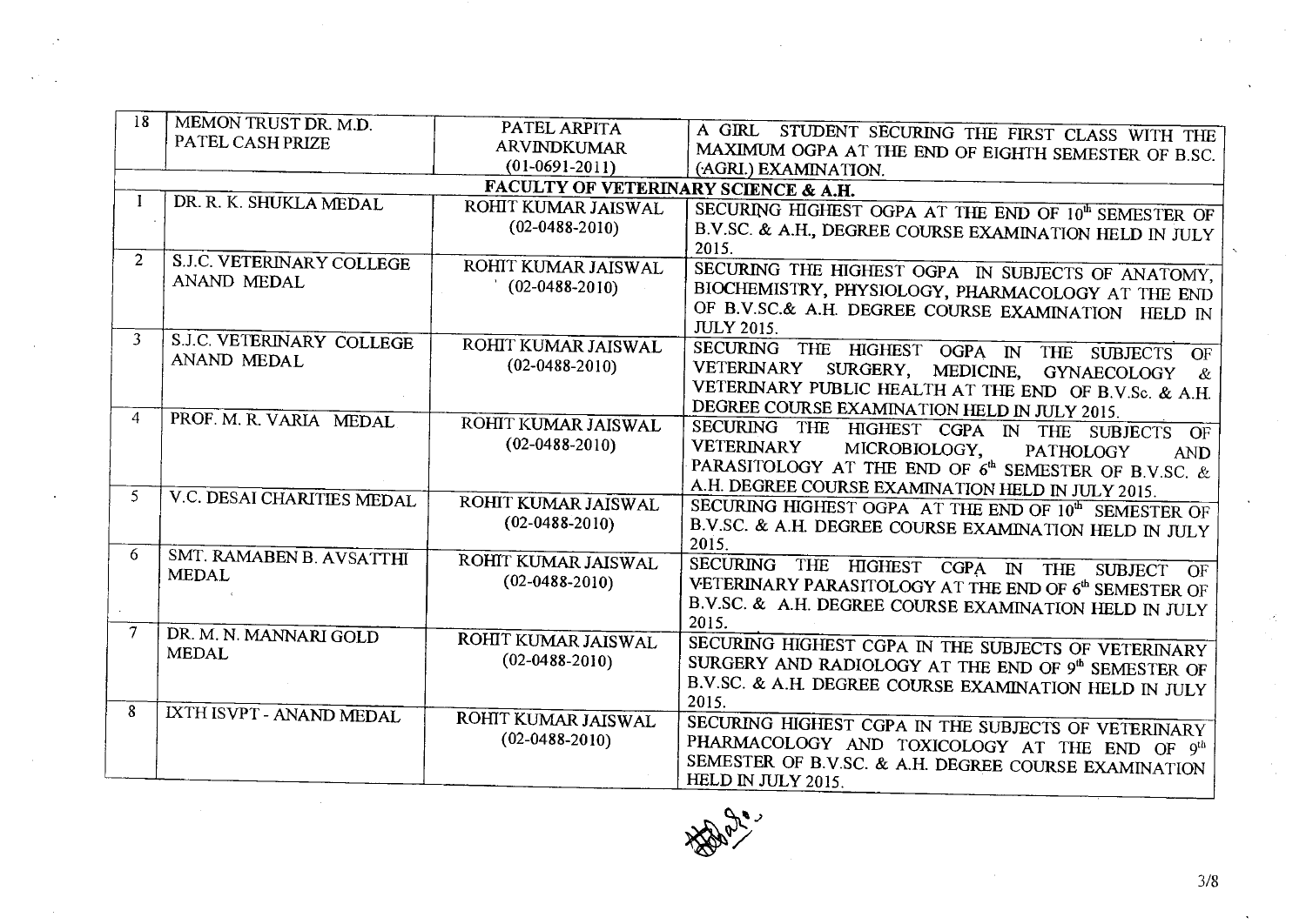| | | | |
|---|---|---|---|
| 18 | MEMON TRUST DR. M.D. PATEL CASH PRIZE | PATEL ARPITA ARVINDKUMAR (01-0691-2011) | A GIRL STUDENT SECURING THE FIRST CLASS WITH THE MAXIMUM OGPA AT THE END OF EIGHTH SEMESTER OF B.SC. (AGRI.) EXAMINATION. |
| | | **FACULTY OF VETERINARY SCIENCE & A.H.** | |
| 1 | DR. R. K. SHUKLA MEDAL | ROHIT KUMAR JAISWAL (02-0488-2010) | SECURING HIGHEST OGPA AT THE END OF 10th SEMESTER OF B.V.SC. & A.H., DEGREE COURSE EXAMINATION HELD IN JULY 2015. |
| 2 | S.J.C. VETERINARY COLLEGE ANAND MEDAL | ROHIT KUMAR JAISWAL (02-0488-2010) | SECURING THE HIGHEST OGPA IN SUBJECTS OF ANATOMY, BIOCHEMISTRY, PHYSIOLOGY, PHARMACOLOGY AT THE END OF B.V.SC.& A.H. DEGREE COURSE EXAMINATION HELD IN JULY 2015. |
| 3 | S.J.C. VETERINARY COLLEGE ANAND MEDAL | ROHIT KUMAR JAISWAL (02-0488-2010) | SECURING THE HIGHEST OGPA IN THE SUBJECTS OF VETERINARY SURGERY, MEDICINE, GYNAECOLOGY & VETERINARY PUBLIC HEALTH AT THE END OF B.V.Sc. & A.H. DEGREE COURSE EXAMINATION HELD IN JULY 2015. |
| 4 | PROF. M. R. VARIA MEDAL | ROHIT KUMAR JAISWAL (02-0488-2010) | SECURING THE HIGHEST CGPA IN THE SUBJECTS OF VETERINARY MICROBIOLOGY, PATHOLOGY AND PARASITOLOGY AT THE END OF 6th SEMESTER OF B.V.SC. & A.H. DEGREE COURSE EXAMINATION HELD IN JULY 2015. |
| 5 | V.C. DESAI CHARITIES MEDAL | ROHIT KUMAR JAISWAL (02-0488-2010) | SECURING HIGHEST OGPA AT THE END OF 10th SEMESTER OF B.V.SC. & A.H. DEGREE COURSE EXAMINATION HELD IN JULY 2015. |
| 6 | SMT. RAMABEN B. AVSATTHI MEDAL | ROHIT KUMAR JAISWAL (02-0488-2010) | SECURING THE HIGHEST CGPA IN THE SUBJECT OF VETERINARY PARASITOLOGY AT THE END OF 6th SEMESTER OF B.V.SC. & A.H. DEGREE COURSE EXAMINATION HELD IN JULY 2015. |
| 7 | DR. M. N. MANNARI GOLD MEDAL | ROHIT KUMAR JAISWAL (02-0488-2010) | SECURING HIGHEST CGPA IN THE SUBJECTS OF VETERINARY SURGERY AND RADIOLOGY AT THE END OF 9th SEMESTER OF B.V.SC. & A.H. DEGREE COURSE EXAMINATION HELD IN JULY 2015. |
| 8 | IXTH ISVPT - ANAND MEDAL | ROHIT KUMAR JAISWAL (02-0488-2010) | SECURING HIGHEST CGPA IN THE SUBJECTS OF VETERINARY PHARMACOLOGY AND TOXICOLOGY AT THE END OF 9th SEMESTER OF B.V.SC. & A.H. DEGREE COURSE EXAMINATION HELD IN JULY 2015. |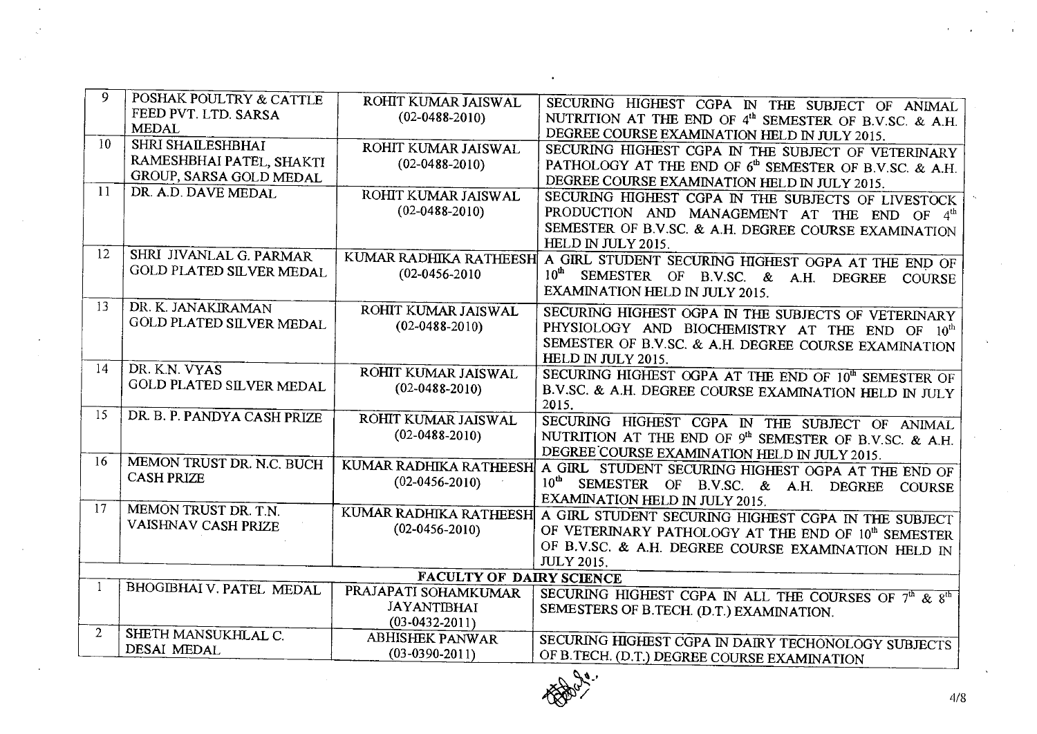| | | | |
|---|---|---|---|
| 9 | POSHAK POULTRY & CATTLE FEED PVT. LTD. SARSA MEDAL | ROHIT KUMAR JAISWAL (02-0488-2010) | SECURING HIGHEST CGPA IN THE SUBJECT OF ANIMAL NUTRITION AT THE END OF 4th SEMESTER OF B.V.SC. & A.H. DEGREE COURSE EXAMINATION HELD IN JULY 2015. |
| 10 | SHRI SHAILESHBHAI RAMESHBHAI PATEL, SHAKTI GROUP, SARSA GOLD MEDAL | ROHIT KUMAR JAISWAL (02-0488-2010) | SECURING HIGHEST CGPA IN THE SUBJECT OF VETERINARY PATHOLOGY AT THE END OF 6th SEMESTER OF B.V.SC. & A.H. DEGREE COURSE EXAMINATION HELD IN JULY 2015. |
| 11 | DR. A.D. DAVE MEDAL | ROHIT KUMAR JAISWAL (02-0488-2010) | SECURING HIGHEST CGPA IN THE SUBJECTS OF LIVESTOCK PRODUCTION AND MANAGEMENT AT THE END OF 4th SEMESTER OF B.V.SC. & A.H. DEGREE COURSE EXAMINATION HELD IN JULY 2015. |
| 12 | SHRI JIVANLAL G. PARMAR GOLD PLATED SILVER MEDAL | KUMAR RADHIKA RATHEESH (02-0456-2010 | A GIRL STUDENT SECURING HIGHEST OGPA AT THE END OF 10th SEMESTER OF B.V.SC. & A.H. DEGREE COURSE EXAMINATION HELD IN JULY 2015. |
| 13 | DR. K. JANAKIRAMAN GOLD PLATED SILVER MEDAL | ROHIT KUMAR JAISWAL (02-0488-2010) | SECURING HIGHEST OGPA IN THE SUBJECTS OF VETERINARY PHYSIOLOGY AND BIOCHEMISTRY AT THE END OF 10th SEMESTER OF B.V.SC. & A.H. DEGREE COURSE EXAMINATION HELD IN JULY 2015. |
| 14 | DR. K.N. VYAS GOLD PLATED SILVER MEDAL | ROHIT KUMAR JAISWAL (02-0488-2010) | SECURING HIGHEST OGPA AT THE END OF 10th SEMESTER OF B.V.SC. & A.H. DEGREE COURSE EXAMINATION HELD IN JULY 2015. |
| 15 | DR. B. P. PANDYA CASH PRIZE | ROHIT KUMAR JAISWAL (02-0488-2010) | SECURING HIGHEST CGPA IN THE SUBJECT OF ANIMAL NUTRITION AT THE END OF 9th SEMESTER OF B.V.SC. & A.H. DEGREE COURSE EXAMINATION HELD IN JULY 2015. |
| 16 | MEMON TRUST DR. N.C. BUCH CASH PRIZE | KUMAR RADHIKA RATHEESH (02-0456-2010) | A GIRL STUDENT SECURING HIGHEST OGPA AT THE END OF 10th SEMESTER OF B.V.SC. & A.H. DEGREE COURSE EXAMINATION HELD IN JULY 2015. |
| 17 | MEMON TRUST DR. T.N. VAISHNAV CASH PRIZE | KUMAR RADHIKA RATHEESH (02-0456-2010) | A GIRL STUDENT SECURING HIGHEST CGPA IN THE SUBJECT OF VETERINARY PATHOLOGY AT THE END OF 10th SEMESTER OF B.V.SC. & A.H. DEGREE COURSE EXAMINATION HELD IN JULY 2015. |
| | | **FACULTY OF DAIRY SCIENCE** | |
| 1 | BHOGIBHAI V. PATEL MEDAL | PRAJAPATI SOHAMKUMAR JAYANTIBHAI (03-0432-2011) | SECURING HIGHEST CGPA IN ALL THE COURSES OF 7th & 8th SEMESTERS OF B.TECH. (D.T.) EXAMINATION. |
| 2 | SHETH MANSUKHLAL C. DESAI MEDAL | ABHISHEK PANWAR (03-0390-2011) | SECURING HIGHEST CGPA IN DAIRY TECHONOLOGY SUBJECTS OF B.TECH. (D.T.) DEGREE COURSE EXAMINATION |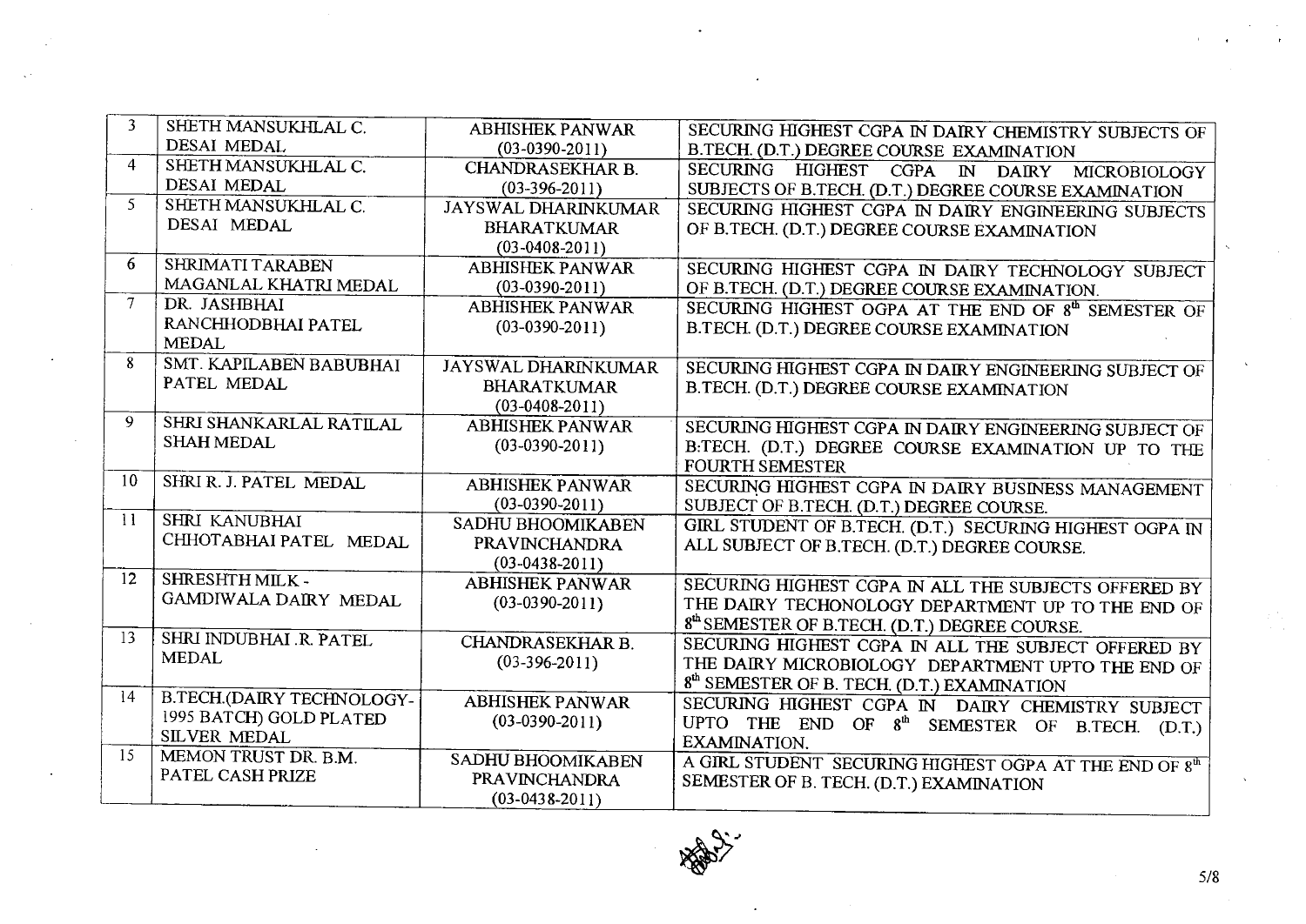| | | | |
|---|---|---|---|
| 3 | SHETH MANSUKHLAL C. DESAI MEDAL | ABHISHEK PANWAR (03-0390-2011) | SECURING HIGHEST CGPA IN DAIRY CHEMISTRY SUBJECTS OF B.TECH. (D.T.) DEGREE COURSE EXAMINATION |
| 4 | SHETH MANSUKHLAL C. DESAI MEDAL | CHANDRASEKHAR B. (03-396-2011) | SECURING HIGHEST CGPA IN DAIRY MICROBIOLOGY SUBJECTS OF B.TECH. (D.T.) DEGREE COURSE EXAMINATION |
| 5 | SHETH MANSUKHLAL C. DESAI MEDAL | JAYSWAL DHARINKUMAR BHARATKUMAR (03-0408-2011) | SECURING HIGHEST CGPA IN DAIRY ENGINEERING SUBJECTS OF B.TECH. (D.T.) DEGREE COURSE EXAMINATION |
| 6 | SHRIMATI TARABEN MAGANLAL KHATRI MEDAL | ABHISHEK PANWAR (03-0390-2011) | SECURING HIGHEST CGPA IN DAIRY TECHNOLOGY SUBJECT OF B.TECH. (D.T.) DEGREE COURSE EXAMINATION. |
| 7 | DR. JASHBHAI RANCHHODBHAI PATEL MEDAL | ABHISHEK PANWAR (03-0390-2011) | SECURING HIGHEST OGPA AT THE END OF 8[th] SEMESTER OF B.TECH. (D.T.) DEGREE COURSE EXAMINATION |
| 8 | SMT. KAPILABEN BABUBHAI PATEL MEDAL | JAYSWAL DHARINKUMAR BHARATKUMAR (03-0408-2011) | SECURING HIGHEST CGPA IN DAIRY ENGINEERING SUBJECT OF B.TECH. (D.T.) DEGREE COURSE EXAMINATION |
| 9 | SHRI SHANKARLAL RATILAL SHAH MEDAL | ABHISHEK PANWAR (03-0390-2011) | SECURING HIGHEST CGPA IN DAIRY ENGINEERING SUBJECT OF B:TECH. (D.T.) DEGREE COURSE EXAMINATION UP TO THE FOURTH SEMESTER |
| 10 | SHRI R. J. PATEL MEDAL | ABHISHEK PANWAR (03-0390-2011) | SECURING HIGHEST CGPA IN DAIRY BUSINESS MANAGEMENT SUBJECT OF B.TECH. (D.T.) DEGREE COURSE. |
| 11 | SHRI KANUBHAI CHHOTABHAI PATEL MEDAL | SADHU BHOOMIKABEN PRAVINCHANDRA (03-0438-2011) | GIRL STUDENT OF B.TECH. (D.T.) SECURING HIGHEST OGPA IN ALL SUBJECT OF B.TECH. (D.T.) DEGREE COURSE. |
| 12 | SHRESHTH MILK - GAMDIWALA DAIRY MEDAL | ABHISHEK PANWAR (03-0390-2011) | SECURING HIGHEST CGPA IN ALL THE SUBJECTS OFFERED BY THE DAIRY TECHONOLOGY DEPARTMENT UP TO THE END OF 8[th] SEMESTER OF B.TECH. (D.T.) DEGREE COURSE. |
| 13 | SHRI INDUBHAI .R. PATEL MEDAL | CHANDRASEKHAR B. (03-396-2011) | SECURING HIGHEST CGPA IN ALL THE SUBJECT OFFERED BY THE DAIRY MICROBIOLOGY DEPARTMENT UPTO THE END OF 8[th] SEMESTER OF B. TECH. (D.T.) EXAMINATION |
| 14 | B.TECH.(DAIRY TECHNOLOGY- 1995 BATCH) GOLD PLATED SILVER MEDAL | ABHISHEK PANWAR (03-0390-2011) | SECURING HIGHEST CGPA IN DAIRY CHEMISTRY SUBJECT UPTO THE END OF 8[th] SEMESTER OF B.TECH. (D.T.) EXAMINATION. |
| 15 | MEMON TRUST DR. B.M. PATEL CASH PRIZE | SADHU BHOOMIKABEN PRAVINCHANDRA (03-0438-2011) | A GIRL STUDENT SECURING HIGHEST OGPA AT THE END OF 8[th] SEMESTER OF B. TECH. (D.T.) EXAMINATION |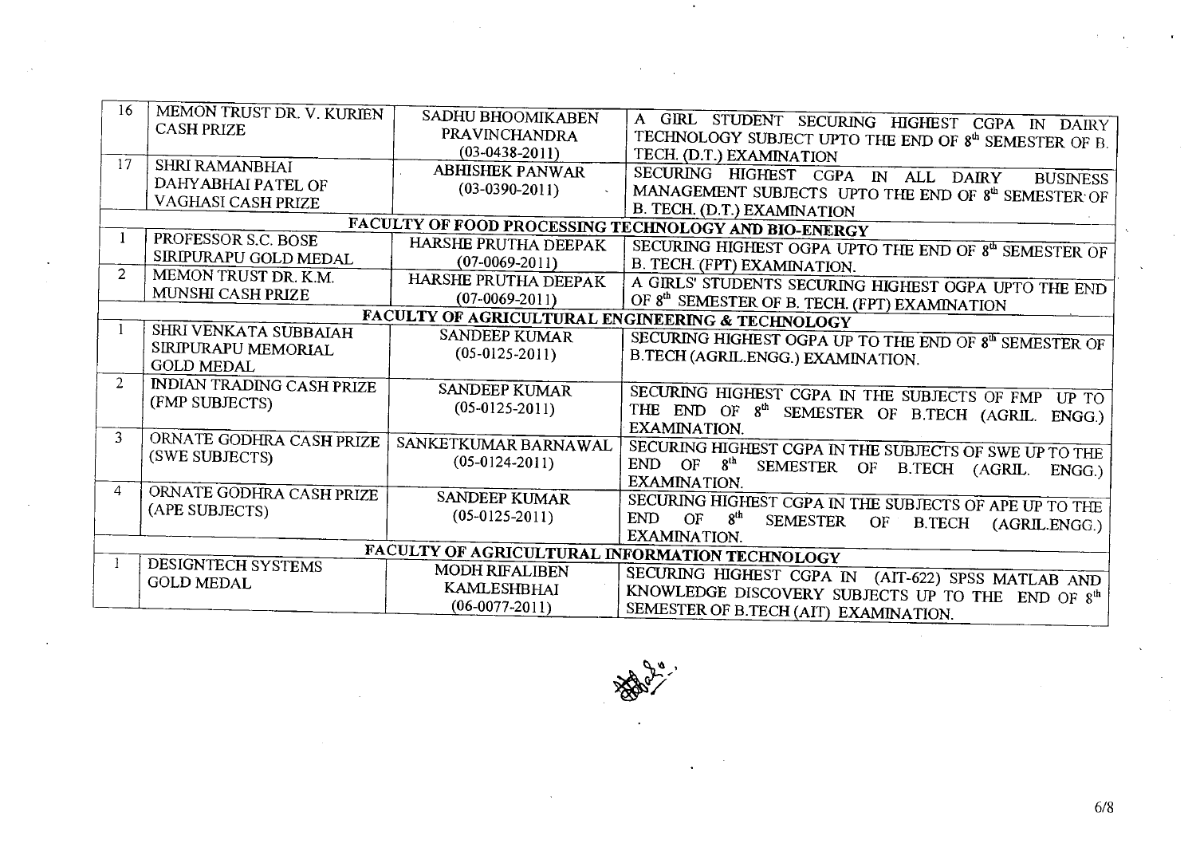| | | | |
|---|---|---|---|
| 16 | MEMON TRUST DR. V. KURIEN CASH PRIZE | SADHU BHOOMIKABEN PRAVINCHANDRA (03-0438-2011) | A GIRL STUDENT SECURING HIGHEST CGPA IN DAIRY TECHNOLOGY SUBJECT UPTO THE END OF 8th SEMESTER OF B. TECH. (D.T.) EXAMINATION |
| 17 | SHRI RAMANBHAI DAHYABHAI PATEL OF VAGHASI CASH PRIZE | ABHISHEK PANWAR (03-0390-2011) | SECURING HIGHEST CGPA IN ALL DAIRY BUSINESS MANAGEMENT SUBJECTS UPTO THE END OF 8th SEMESTER OF B. TECH. (D.T.) EXAMINATION |
| **FACULTY OF FOOD PROCESSING TECHNOLOGY AND BIO-ENERGY** | | | |
| 1 | PROFESSOR S.C. BOSE SIRIPURAPU GOLD MEDAL | HARSHE PRUTHA DEEPAK (07-0069-2011) | SECURING HIGHEST OGPA UPTO THE END OF 8th SEMESTER OF B. TECH. (FPT) EXAMINATION. |
| 2 | MEMON TRUST DR. K.M. MUNSHI CASH PRIZE | HARSHE PRUTHA DEEPAK (07-0069-2011) | A GIRLS' STUDENTS SECURING HIGHEST OGPA UPTO THE END OF 8th SEMESTER OF B. TECH. (FPT) EXAMINATION |
| **FACULTY OF AGRICULTURAL ENGINEERING & TECHNOLOGY** | | | |
| 1 | SHRI VENKATA SUBBAIAH SIRIPURAPU MEMORIAL GOLD MEDAL | SANDEEP KUMAR (05-0125-2011) | SECURING HIGHEST OGPA UP TO THE END OF 8th SEMESTER OF B.TECH (AGRIL.ENGG.) EXAMINATION. |
| 2 | INDIAN TRADING CASH PRIZE (FMP SUBJECTS) | SANDEEP KUMAR (05-0125-2011) | SECURING HIGHEST CGPA IN THE SUBJECTS OF FMP UP TO THE END OF 8th SEMESTER OF B.TECH (AGRIL. ENGG.) EXAMINATION. |
| 3 | ORNATE GODHRA CASH PRIZE (SWE SUBJECTS) | SANKETKUMAR BARNAWAL (05-0124-2011) | SECURING HIGHEST CGPA IN THE SUBJECTS OF SWE UP TO THE END OF 8th SEMESTER OF B.TECH (AGRIL. ENGG.) EXAMINATION. |
| 4 | ORNATE GODHRA CASH PRIZE (APE SUBJECTS) | SANDEEP KUMAR (05-0125-2011) | SECURING HIGHEST CGPA IN THE SUBJECTS OF APE UP TO THE END OF 8th SEMESTER OF B.TECH (AGRIL.ENGG.) EXAMINATION. |
| **FACULTY OF AGRICULTURAL INFORMATION TECHNOLOGY** | | | |
| 1 | DESIGNTECH SYSTEMS GOLD MEDAL | MODH RIFALIBEN KAMLESHBHAI (06-0077-2011) | SECURING HIGHEST CGPA IN (AIT-622) SPSS MATLAB AND KNOWLEDGE DISCOVERY SUBJECTS UP TO THE END OF 8th SEMESTER OF B.TECH (AIT) EXAMINATION. |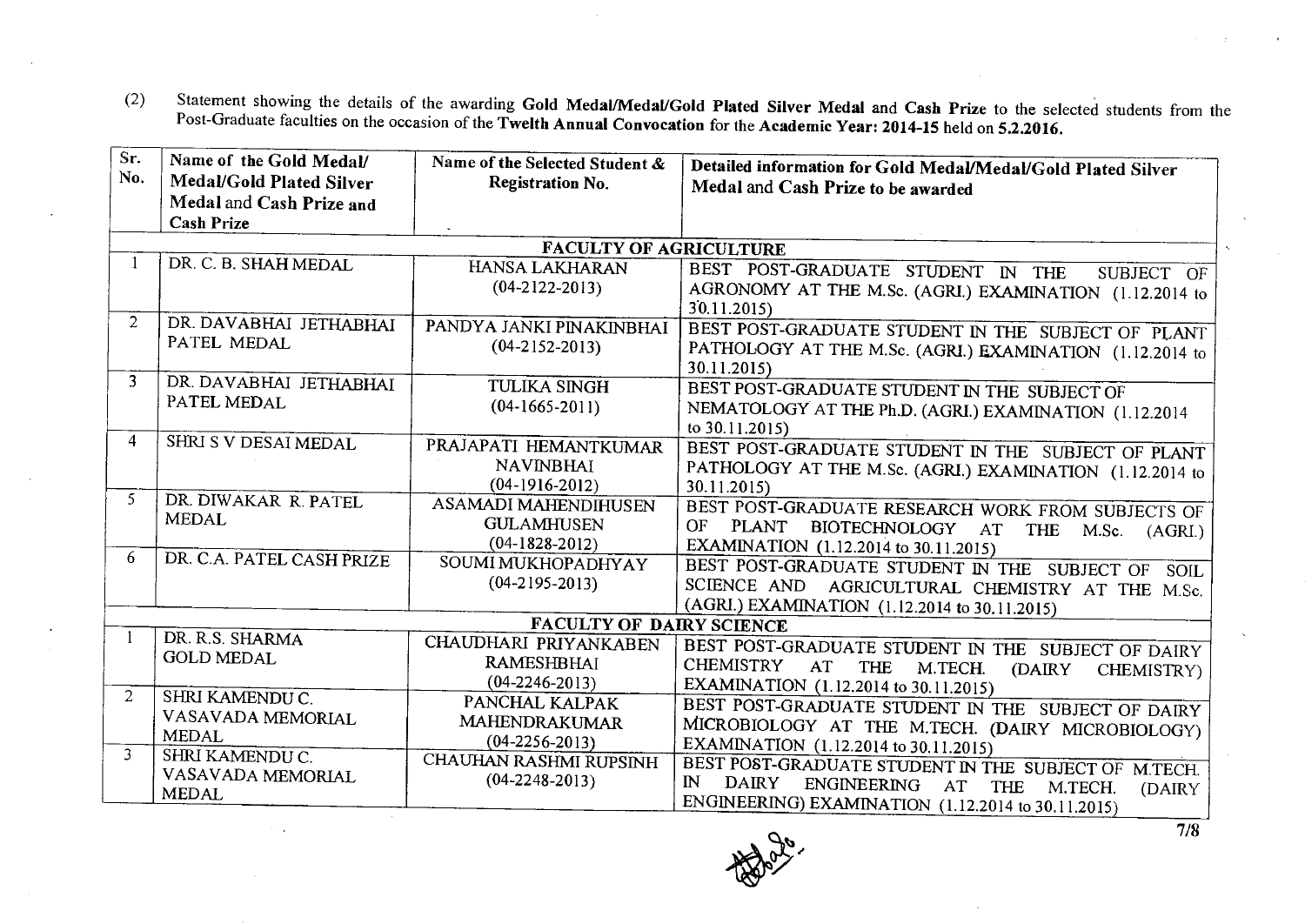(2) Statement showing the details of the awarding **Gold Medal/Medal/Gold Plated Silver Medal** and **Cash Prize** to the selected students from the Post-Graduate faculties on the occasion of the **Twelth Annual Convocation** for the **Academic Year: 2014-15** held on **5.2.2016.**

| Sr. No. | Name of the Gold Medal/ Medal/Gold Plated Silver Medal and Cash Prize and Cash Prize | Name of the Selected Student & Registration No. | Detailed information for Gold Medal/Medal/Gold Plated Silver Medal and Cash Prize to be awarded |
|---|---|---|---|
| | | **FACULTY OF AGRICULTURE** | |
| 1 | DR. C. B. SHAH MEDAL | HANSA LAKHARAN (04-2122-2013) | BEST POST-GRADUATE STUDENT IN THE SUBJECT OF AGRONOMY AT THE M.Sc. (AGRI.) EXAMINATION (1.12.2014 to 30.11.2015) |
| 2 | DR. DAVABHAI JETHABHAI PATEL MEDAL | PANDYA JANKI PINAKINBHAI (04-2152-2013) | BEST POST-GRADUATE STUDENT IN THE SUBJECT OF PLANT PATHOLOGY AT THE M.Sc. (AGRI.) EXAMINATION (1.12.2014 to 30.11.2015) |
| 3 | DR. DAVABHAI JETHABHAI PATEL MEDAL | TULIKA SINGH (04-1665-2011) | BEST POST-GRADUATE STUDENT IN THE SUBJECT OF NEMATOLOGY AT THE Ph.D. (AGRI.) EXAMINATION (1.12.2014 to 30.11.2015) |
| 4 | SHRI S V DESAI MEDAL | PRAJAPATI HEMANTKUMAR NAVINBHAI (04-1916-2012) | BEST POST-GRADUATE STUDENT IN THE SUBJECT OF PLANT PATHOLOGY AT THE M.Sc. (AGRI.) EXAMINATION (1.12.2014 to 30.11.2015) |
| 5 | DR. DIWAKAR R. PATEL MEDAL | ASAMADI MAHENDIHUSEN GULAMHUSEN (04-1828-2012) | BEST POST-GRADUATE RESEARCH WORK FROM SUBJECTS OF PLANT BIOTECHNOLOGY AT THE M.Sc. (AGRI.) EXAMINATION (1.12.2014 to 30.11.2015) |
| 6 | DR. C.A. PATEL CASH PRIZE | SOUMI MUKHOPADHYAY (04-2195-2013) | BEST POST-GRADUATE STUDENT IN THE SUBJECT OF SOIL SCIENCE AND AGRICULTURAL CHEMISTRY AT THE M.Sc. (AGRI.) EXAMINATION (1.12.2014 to 30.11.2015) |
| | | **FACULTY OF DAIRY SCIENCE** | |
| 1 | DR. R.S. SHARMA GOLD MEDAL | CHAUDHARI PRIYANKABEN RAMESHBHAI (04-2246-2013) | BEST POST-GRADUATE STUDENT IN THE SUBJECT OF DAIRY CHEMISTRY AT THE M.TECH. (DAIRY CHEMISTRY) EXAMINATION (1.12.2014 to 30.11.2015) |
| 2 | SHRI KAMENDU C. VASAVADA MEMORIAL MEDAL | PANCHAL KALPAK MAHENDRAKUMAR (04-2256-2013) | BEST POST-GRADUATE STUDENT IN THE SUBJECT OF DAIRY MICROBIOLOGY AT THE M.TECH. (DAIRY MICROBIOLOGY) EXAMINATION (1.12.2014 to 30.11.2015) |
| 3 | SHRI KAMENDU C. VASAVADA MEMORIAL MEDAL | CHAUHAN RASHMI RUPSINH (04-2248-2013) | BEST POST-GRADUATE STUDENT IN THE SUBJECT OF M.TECH. IN DAIRY ENGINEERING AT THE M.TECH. (DAIRY ENGINEERING) EXAMINATION (1.12.2014 to 30.11.2015) |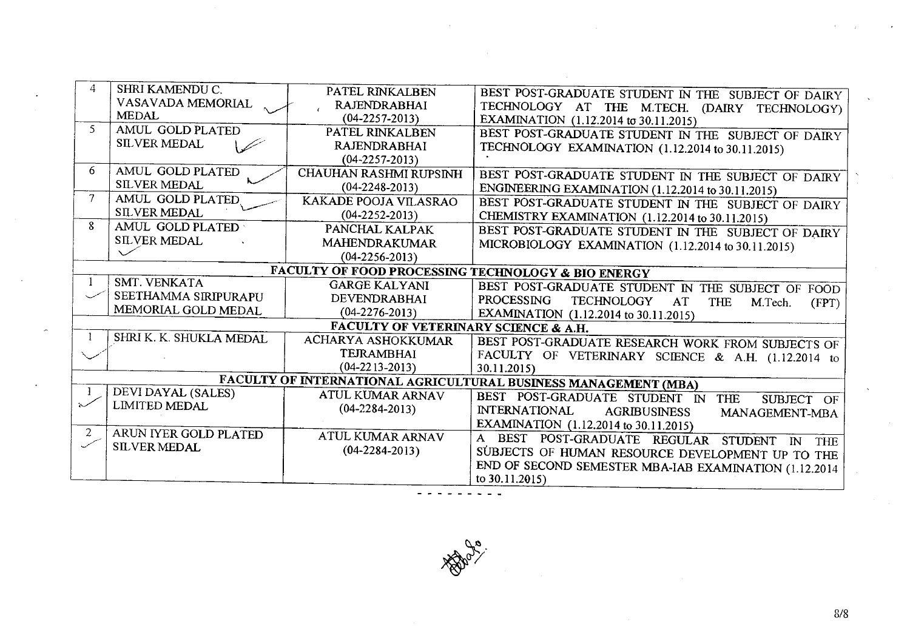| | | | |
|---|---|---|---|
| 4 | SHRI KAMENDU C. VASAVADA MEMORIAL MEDAL | PATEL RINKALBEN RAJENDRABHAI (04-2257-2013) | BEST POST-GRADUATE STUDENT IN THE SUBJECT OF DAIRY TECHNOLOGY AT THE M.TECH. (DAIRY TECHNOLOGY) EXAMINATION (1.12.2014 to 30.11.2015) |
| 5 | AMUL GOLD PLATED SILVER MEDAL | PATEL RINKALBEN RAJENDRABHAI (04-2257-2013) | BEST POST-GRADUATE STUDENT IN THE SUBJECT OF DAIRY TECHNOLOGY EXAMINATION (1.12.2014 to 30.11.2015) |
| 6 | AMUL GOLD PLATED SILVER MEDAL | CHAUHAN RASHMI RUPSINH (04-2248-2013) | BEST POST-GRADUATE STUDENT IN THE SUBJECT OF DAIRY ENGINEERING EXAMINATION (1.12.2014 to 30.11.2015) |
| 7 | AMUL GOLD PLATED SILVER MEDAL | KAKADE POOJA VILASRAO (04-2252-2013) | BEST POST-GRADUATE STUDENT IN THE SUBJECT OF DAIRY CHEMISTRY EXAMINATION (1.12.2014 to 30.11.2015) |
| 8 | AMUL GOLD PLATED SILVER MEDAL | PANCHAL KALPAK MAHENDRAKUMAR (04-2256-2013) | BEST POST-GRADUATE STUDENT IN THE SUBJECT OF DAIRY MICROBIOLOGY EXAMINATION (1.12.2014 to 30.11.2015) |
| **FACULTY OF FOOD PROCESSING TECHNOLOGY & BIO ENERGY** | | | |
| 1 | SMT. VENKATA SEETHAMMA SIRIPURAPU MEMORIAL GOLD MEDAL | GARGE KALYANI DEVENDRABHAI (04-2276-2013) | BEST POST-GRADUATE STUDENT IN THE SUBJECT OF FOOD PROCESSING TECHNOLOGY AT THE M.Tech. (FPT) EXAMINATION (1.12.2014 to 30.11.2015) |
| **FACULTY OF VETERINARY SCIENCE & A.H.** | | | |
| 1 | SHRI K. K. SHUKLA MEDAL | ACHARYA ASHOKKUMAR TEJRAMBHAI (04-2213-2013) | BEST POST-GRADUATE RESEARCH WORK FROM SUBJECTS OF FACULTY OF VETERINARY SCIENCE & A.H. (1.12.2014 to 30.11.2015) |
| **FACULTY OF INTERNATIONAL AGRICULTURAL BUSINESS MANAGEMENT (MBA)** | | | |
| 1 | DEVI DAYAL (SALES) LIMITED MEDAL | ATUL KUMAR ARNAV (04-2284-2013) | BEST POST-GRADUATE STUDENT IN THE SUBJECT OF INTERNATIONAL AGRIBUSINESS MANAGEMENT-MBA EXAMINATION (1.12.2014 to 30.11.2015) |
| 2 | ARUN IYER GOLD PLATED SILVER MEDAL | ATUL KUMAR ARNAV (04-2284-2013) | A BEST POST-GRADUATE REGULAR STUDENT IN THE SUBJECTS OF HUMAN RESOURCE DEVELOPMENT UP TO THE END OF SECOND SEMESTER MBA-IAB EXAMINATION (1.12.2014 to 30.11.2015) |

- - - - - - - - -